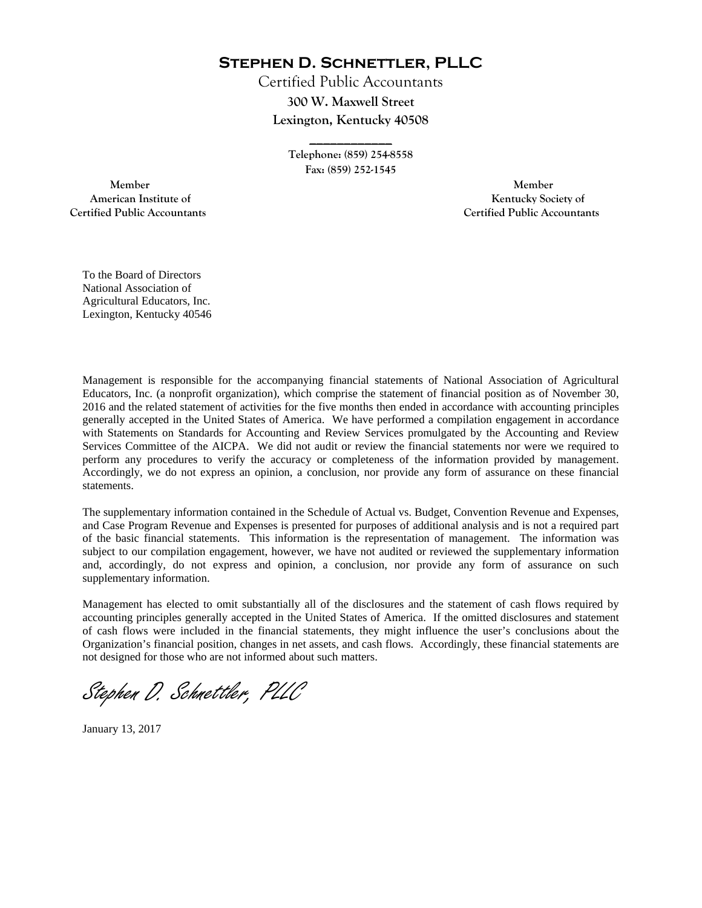# Stephen D. Schnettler, PLLC

Certified Public Accountants
**300 W. Maxwell Street**
**Lexington, Kentucky 40508**

**Telephone: (859) 254-8558**
**Fax: (859) 252-1545**

**Member**
**American Institute of**
**Certified Public Accountants**

**Member**
**Kentucky Society of**
**Certified Public Accountants**

To the Board of Directors
National Association of
Agricultural Educators, Inc.
Lexington, Kentucky 40546

Management is responsible for the accompanying financial statements of National Association of Agricultural Educators, Inc. (a nonprofit organization), which comprise the statement of financial position as of November 30, 2016 and the related statement of activities for the five months then ended in accordance with accounting principles generally accepted in the United States of America. We have performed a compilation engagement in accordance with Statements on Standards for Accounting and Review Services promulgated by the Accounting and Review Services Committee of the AICPA. We did not audit or review the financial statements nor were we required to perform any procedures to verify the accuracy or completeness of the information provided by management. Accordingly, we do not express an opinion, a conclusion, nor provide any form of assurance on these financial statements.

The supplementary information contained in the Schedule of Actual vs. Budget, Convention Revenue and Expenses, and Case Program Revenue and Expenses is presented for purposes of additional analysis and is not a required part of the basic financial statements. This information is the representation of management. The information was subject to our compilation engagement, however, we have not audited or reviewed the supplementary information and, accordingly, do not express and opinion, a conclusion, nor provide any form of assurance on such supplementary information.

Management has elected to omit substantially all of the disclosures and the statement of cash flows required by accounting principles generally accepted in the United States of America. If the omitted disclosures and statement of cash flows were included in the financial statements, they might influence the user's conclusions about the Organization's financial position, changes in net assets, and cash flows. Accordingly, these financial statements are not designed for those who are not informed about such matters.

*Stephen D. Schnettler, PLLC*

January 13, 2017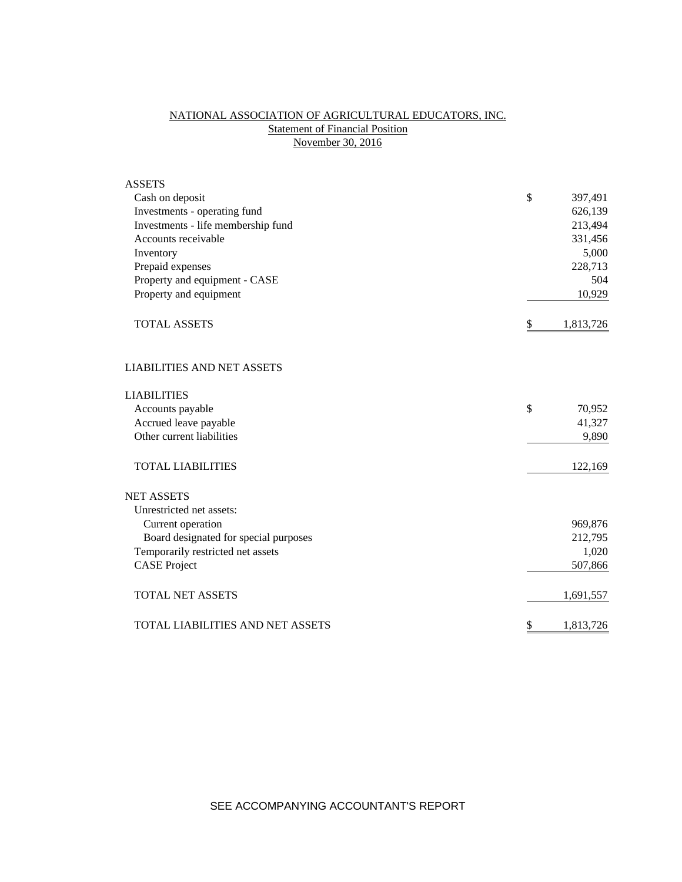NATIONAL ASSOCIATION OF AGRICULTURAL EDUCATORS, INC.
Statement of Financial Position
November 30, 2016

| | |
|---|---|
| **ASSETS** | |
| Cash on deposit | $ 397,491 |
| Investments - operating fund | 626,139 |
| Investments - life membership fund | 213,494 |
| Accounts receivable | 331,456 |
| Inventory | 5,000 |
| Prepaid expenses | 228,713 |
| Property and equipment - CASE | 504 |
| Property and equipment | 10,929 |
| TOTAL ASSETS | $ 1,813,726 |
| | |
| **LIABILITIES AND NET ASSETS** | |
| | |
| **LIABILITIES** | |
| Accounts payable | $ 70,952 |
| Accrued leave payable | 41,327 |
| Other current liabilities | 9,890 |
| TOTAL LIABILITIES | 122,169 |
| | |
| **NET ASSETS** | |
| Unrestricted net assets: | |
| Current operation | 969,876 |
| Board designated for special purposes | 212,795 |
| Temporarily restricted net assets | 1,020 |
| CASE Project | 507,866 |
| TOTAL NET ASSETS | 1,691,557 |
| | |
| TOTAL LIABILITIES AND NET ASSETS | $ 1,813,726 |

SEE ACCOMPANYING ACCOUNTANT'S REPORT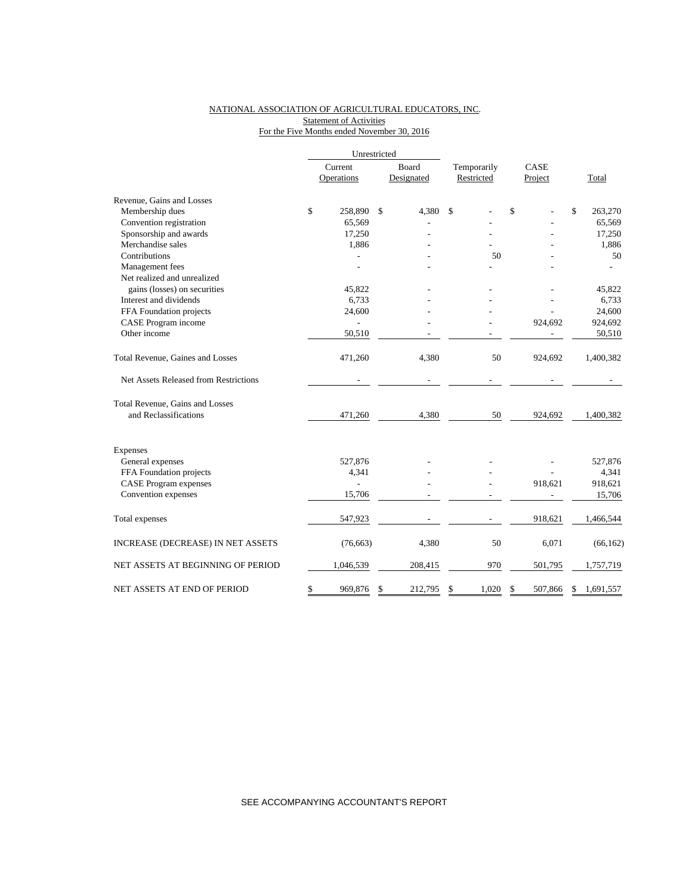NATIONAL ASSOCIATION OF AGRICULTURAL EDUCATORS, INC.

Statement of Activities

For the Five Months ended November 30, 2016

| | Unrestricted | | | | |
|---|---|---|---|---|---|
| | Current Operations | Board Designated | Temporarily Restricted | CASE Project | Total |
| Revenue, Gains and Losses | | | | | |
| Membership dues | $ 258,890 | $ 4,380 | $ - | $ - | $ 263,270 |
| Convention registration | 65,569 | - | - | - | 65,569 |
| Sponsorship and awards | 17,250 | - | - | - | 17,250 |
| Merchandise sales | 1,886 | - | - | - | 1,886 |
| Contributions | - | - | 50 | - | 50 |
| Management fees | - | - | - | - | - |
| Net realized and unrealized gains (losses) on securities | 45,822 | - | - | - | 45,822 |
| Interest and dividends | 6,733 | - | - | - | 6,733 |
| FFA Foundation projects | 24,600 | - | - | - | 24,600 |
| CASE Program income | - | - | - | 924,692 | 924,692 |
| Other income | 50,510 | - | - | - | 50,510 |
| Total Revenue, Gaines and Losses | 471,260 | 4,380 | 50 | 924,692 | 1,400,382 |
| Net Assets Released from Restrictions | - | - | - | - | - |
| Total Revenue, Gains and Losses and Reclassifications | 471,260 | 4,380 | 50 | 924,692 | 1,400,382 |
| Expenses | | | | | |
| General expenses | 527,876 | - | - | - | 527,876 |
| FFA Foundation projects | 4,341 | - | - | - | 4,341 |
| CASE Program expenses | - | - | - | 918,621 | 918,621 |
| Convention expenses | 15,706 | - | - | - | 15,706 |
| Total expenses | 547,923 | - | - | 918,621 | 1,466,544 |
| INCREASE (DECREASE) IN NET ASSETS | (76,663) | 4,380 | 50 | 6,071 | (66,162) |
| NET ASSETS AT BEGINNING OF PERIOD | 1,046,539 | 208,415 | 970 | 501,795 | 1,757,719 |
| NET ASSETS AT END OF PERIOD | $ 969,876 | $ 212,795 | $ 1,020 | $ 507,866 | $ 1,691,557 |

SEE ACCOMPANYING ACCOUNTANT'S REPORT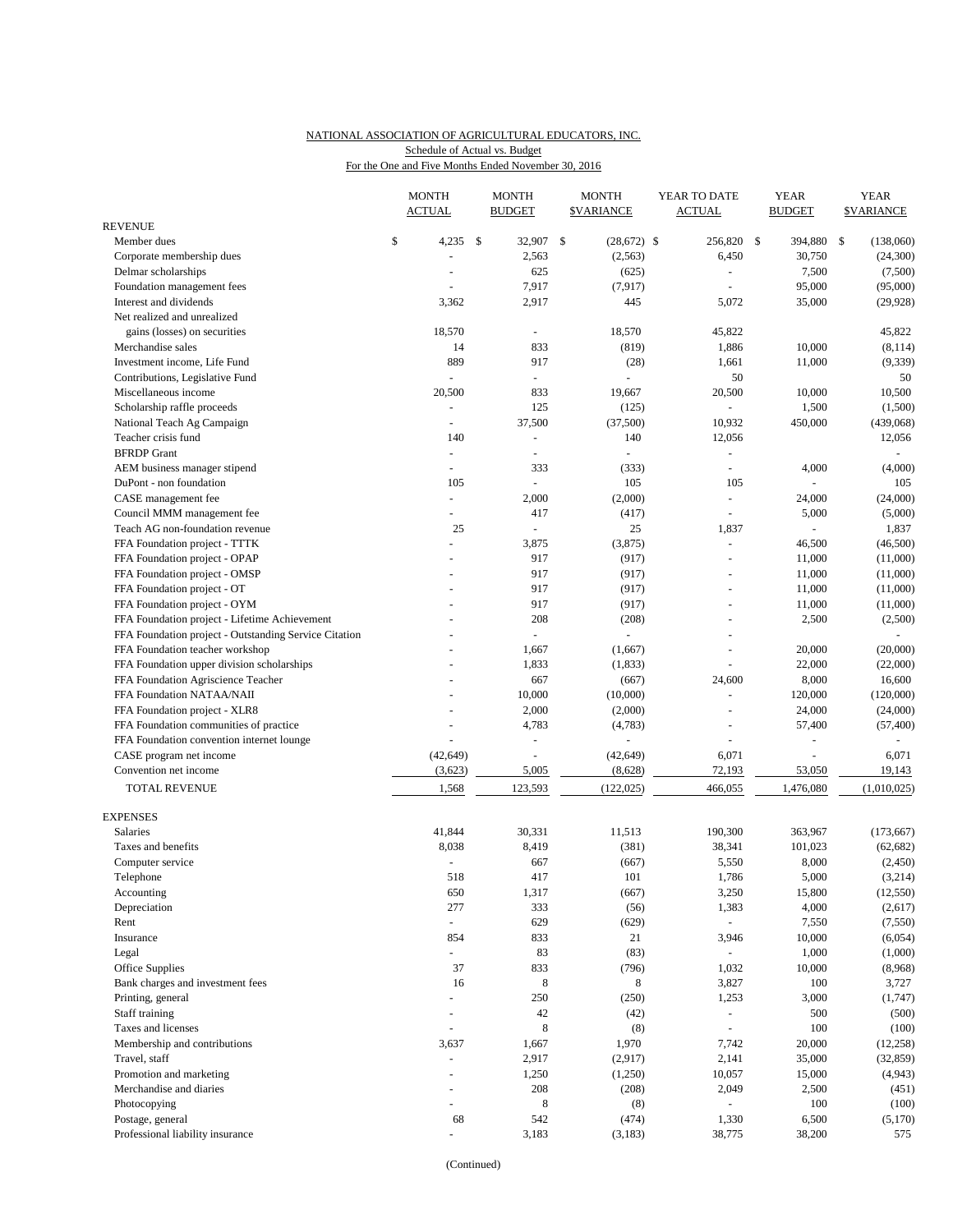NATIONAL ASSOCIATION OF AGRICULTURAL EDUCATORS, INC.

Schedule of Actual vs. Budget

For the One and Five Months Ended November 30, 2016

| | MONTH ACTUAL | MONTH BUDGET | MONTH $VARIANCE | YEAR TO DATE ACTUAL | YEAR BUDGET | YEAR $VARIANCE |
|---|---|---|---|---|---|---|
| REVENUE | | | | | | |
| Member dues | $ 4,235 | $ 32,907 | $ (28,672) | $ 256,820 | $ 394,880 | $ (138,060) |
| Corporate membership dues | - | 2,563 | (2,563) | 6,450 | 30,750 | (24,300) |
| Delmar scholarships | - | 625 | (625) | - | 7,500 | (7,500) |
| Foundation management fees | - | 7,917 | (7,917) | - | 95,000 | (95,000) |
| Interest and dividends | 3,362 | 2,917 | 445 | 5,072 | 35,000 | (29,928) |
| Net realized and unrealized gains (losses) on securities | 18,570 | - | 18,570 | 45,822 | | 45,822 |
| Merchandise sales | 14 | 833 | (819) | 1,886 | 10,000 | (8,114) |
| Investment income, Life Fund | 889 | 917 | (28) | 1,661 | 11,000 | (9,339) |
| Contributions, Legislative Fund | - | - | - | 50 | | 50 |
| Miscellaneous income | 20,500 | 833 | 19,667 | 20,500 | 10,000 | 10,500 |
| Scholarship raffle proceeds | - | 125 | (125) | - | 1,500 | (1,500) |
| National Teach Ag Campaign | - | 37,500 | (37,500) | 10,932 | 450,000 | (439,068) |
| Teacher crisis fund | 140 | - | 140 | 12,056 | | 12,056 |
| BFRDP Grant | - | - | - | - | | - |
| AEM business manager stipend | - | 333 | (333) | - | 4,000 | (4,000) |
| DuPont - non foundation | 105 | - | 105 | 105 | - | 105 |
| CASE management fee | - | 2,000 | (2,000) | - | 24,000 | (24,000) |
| Council MMM management fee | - | 417 | (417) | - | 5,000 | (5,000) |
| Teach AG non-foundation revenue | 25 | - | 25 | 1,837 | - | 1,837 |
| FFA Foundation project - TTTK | - | 3,875 | (3,875) | - | 46,500 | (46,500) |
| FFA Foundation project - OPAP | - | 917 | (917) | - | 11,000 | (11,000) |
| FFA Foundation project - OMSP | - | 917 | (917) | - | 11,000 | (11,000) |
| FFA Foundation project - OT | - | 917 | (917) | - | 11,000 | (11,000) |
| FFA Foundation project - OYM | - | 917 | (917) | - | 11,000 | (11,000) |
| FFA Foundation project - Lifetime Achievement | - | 208 | (208) | - | 2,500 | (2,500) |
| FFA Foundation project - Outstanding Service Citation | - | - | - | - | | - |
| FFA Foundation teacher workshop | - | 1,667 | (1,667) | - | 20,000 | (20,000) |
| FFA Foundation upper division scholarships | - | 1,833 | (1,833) | - | 22,000 | (22,000) |
| FFA Foundation Agriscience Teacher | - | 667 | (667) | 24,600 | 8,000 | 16,600 |
| FFA Foundation NATAA/NAII | - | 10,000 | (10,000) | - | 120,000 | (120,000) |
| FFA Foundation project - XLR8 | - | 2,000 | (2,000) | - | 24,000 | (24,000) |
| FFA Foundation communities of practice | - | 4,783 | (4,783) | - | 57,400 | (57,400) |
| FFA Foundation convention internet lounge | - | - | - | - | - | - |
| CASE program net income | (42,649) | - | (42,649) | 6,071 | - | 6,071 |
| Convention net income | (3,623) | 5,005 | (8,628) | 72,193 | 53,050 | 19,143 |
| TOTAL REVENUE | 1,568 | 123,593 | (122,025) | 466,055 | 1,476,080 | (1,010,025) |
| EXPENSES | | | | | | |
| Salaries | 41,844 | 30,331 | 11,513 | 190,300 | 363,967 | (173,667) |
| Taxes and benefits | 8,038 | 8,419 | (381) | 38,341 | 101,023 | (62,682) |
| Computer service | - | 667 | (667) | 5,550 | 8,000 | (2,450) |
| Telephone | 518 | 417 | 101 | 1,786 | 5,000 | (3,214) |
| Accounting | 650 | 1,317 | (667) | 3,250 | 15,800 | (12,550) |
| Depreciation | 277 | 333 | (56) | 1,383 | 4,000 | (2,617) |
| Rent | - | 629 | (629) | - | 7,550 | (7,550) |
| Insurance | 854 | 833 | 21 | 3,946 | 10,000 | (6,054) |
| Legal | - | 83 | (83) | - | 1,000 | (1,000) |
| Office Supplies | 37 | 833 | (796) | 1,032 | 10,000 | (8,968) |
| Bank charges and investment fees | 16 | 8 | 8 | 3,827 | 100 | 3,727 |
| Printing, general | - | 250 | (250) | 1,253 | 3,000 | (1,747) |
| Staff training | - | 42 | (42) | - | 500 | (500) |
| Taxes and licenses | - | 8 | (8) | - | 100 | (100) |
| Membership and contributions | 3,637 | 1,667 | 1,970 | 7,742 | 20,000 | (12,258) |
| Travel, staff | - | 2,917 | (2,917) | 2,141 | 35,000 | (32,859) |
| Promotion and marketing | - | 1,250 | (1,250) | 10,057 | 15,000 | (4,943) |
| Merchandise and diaries | - | 208 | (208) | 2,049 | 2,500 | (451) |
| Photocopying | - | 8 | (8) | - | 100 | (100) |
| Postage, general | 68 | 542 | (474) | 1,330 | 6,500 | (5,170) |
| Professional liability insurance | - | 3,183 | (3,183) | 38,775 | 38,200 | 575 |

(Continued)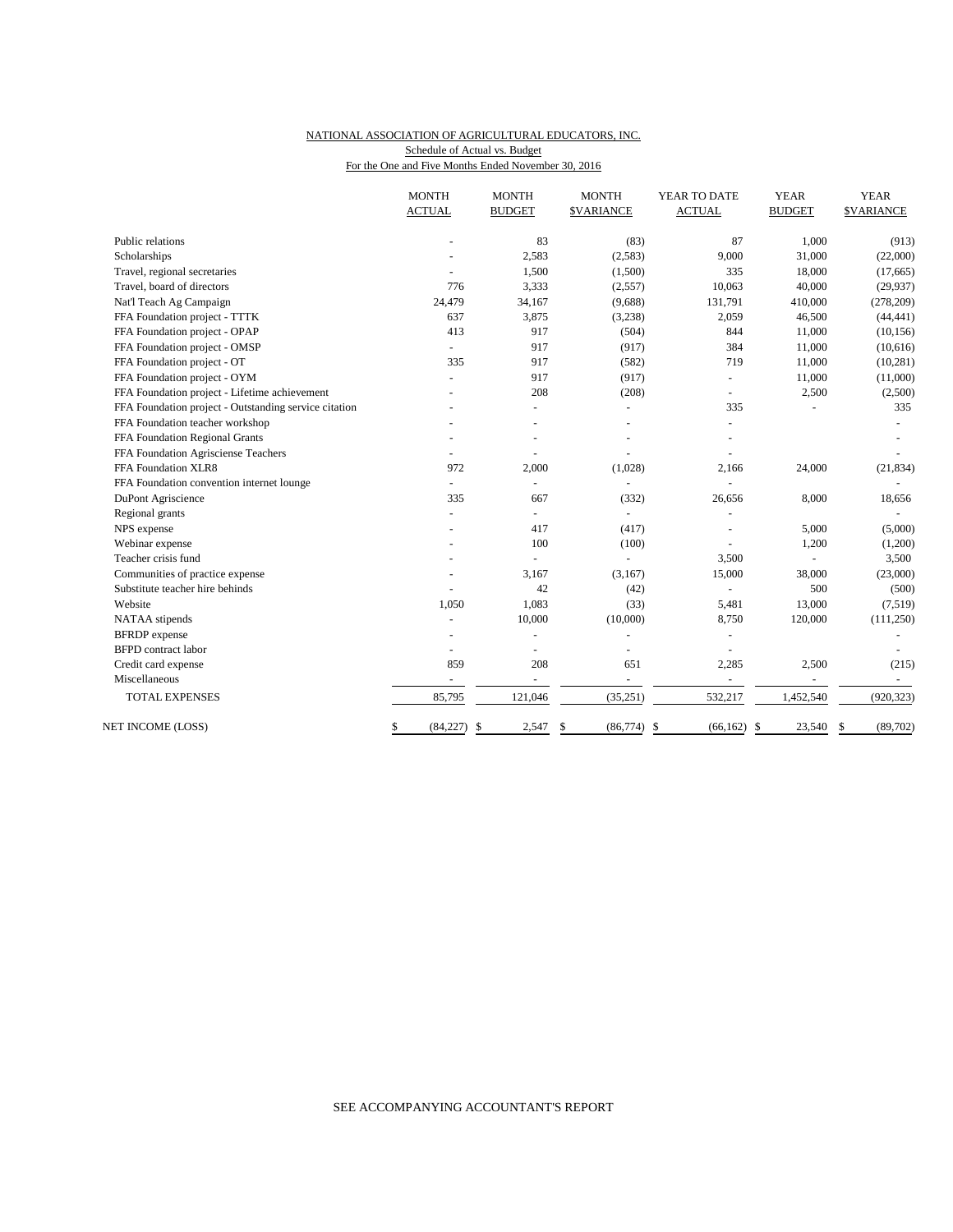NATIONAL ASSOCIATION OF AGRICULTURAL EDUCATORS, INC.
Schedule of Actual vs. Budget
For the One and Five Months Ended November 30, 2016

| | MONTH ACTUAL | MONTH BUDGET | MONTH $VARIANCE | YEAR TO DATE ACTUAL | YEAR BUDGET | YEAR $VARIANCE |
|---|---|---|---|---|---|---|
| Public relations | - | 83 | (83) | 87 | 1,000 | (913) |
| Scholarships | - | 2,583 | (2,583) | 9,000 | 31,000 | (22,000) |
| Travel, regional secretaries | - | 1,500 | (1,500) | 335 | 18,000 | (17,665) |
| Travel, board of directors | 776 | 3,333 | (2,557) | 10,063 | 40,000 | (29,937) |
| Nat'l Teach Ag Campaign | 24,479 | 34,167 | (9,688) | 131,791 | 410,000 | (278,209) |
| FFA Foundation project - TTTK | 637 | 3,875 | (3,238) | 2,059 | 46,500 | (44,441) |
| FFA Foundation project - OPAP | 413 | 917 | (504) | 844 | 11,000 | (10,156) |
| FFA Foundation project - OMSP | - | 917 | (917) | 384 | 11,000 | (10,616) |
| FFA Foundation project - OT | 335 | 917 | (582) | 719 | 11,000 | (10,281) |
| FFA Foundation project - OYM | - | 917 | (917) | - | 11,000 | (11,000) |
| FFA Foundation project - Lifetime achievement | - | 208 | (208) | - | 2,500 | (2,500) |
| FFA Foundation project - Outstanding service citation | - | - | - | 335 | - | 335 |
| FFA Foundation teacher workshop | - | - | - | - | | - |
| FFA Foundation Regional Grants | - | - | - | - | | - |
| FFA Foundation Agrisciense Teachers | - | - | - | - | | - |
| FFA Foundation XLR8 | 972 | 2,000 | (1,028) | 2,166 | 24,000 | (21,834) |
| FFA Foundation convention internet lounge | - | - | - | - | | - |
| DuPont Agriscience | 335 | 667 | (332) | 26,656 | 8,000 | 18,656 |
| Regional grants | - | - | - | - | | - |
| NPS expense | - | 417 | (417) | - | 5,000 | (5,000) |
| Webinar expense | - | 100 | (100) | - | 1,200 | (1,200) |
| Teacher crisis fund | - | - | - | 3,500 | - | 3,500 |
| Communities of practice expense | - | 3,167 | (3,167) | 15,000 | 38,000 | (23,000) |
| Substitute teacher hire behinds | - | 42 | (42) | - | 500 | (500) |
| Website | 1,050 | 1,083 | (33) | 5,481 | 13,000 | (7,519) |
| NATAA stipends | - | 10,000 | (10,000) | 8,750 | 120,000 | (111,250) |
| BFRDP expense | - | - | - | - | | - |
| BFPD contract labor | - | - | - | - | | - |
| Credit card expense | 859 | 208 | 651 | 2,285 | 2,500 | (215) |
| Miscellaneous | - | - | - | - | - | - |
| TOTAL EXPENSES | 85,795 | 121,046 | (35,251) | 532,217 | 1,452,540 | (920,323) |
| NET INCOME (LOSS) | $ (84,227) | $ 2,547 | $ (86,774) | $ (66,162) | $ 23,540 | $ (89,702) |

SEE ACCOMPANYING ACCOUNTANT'S REPORT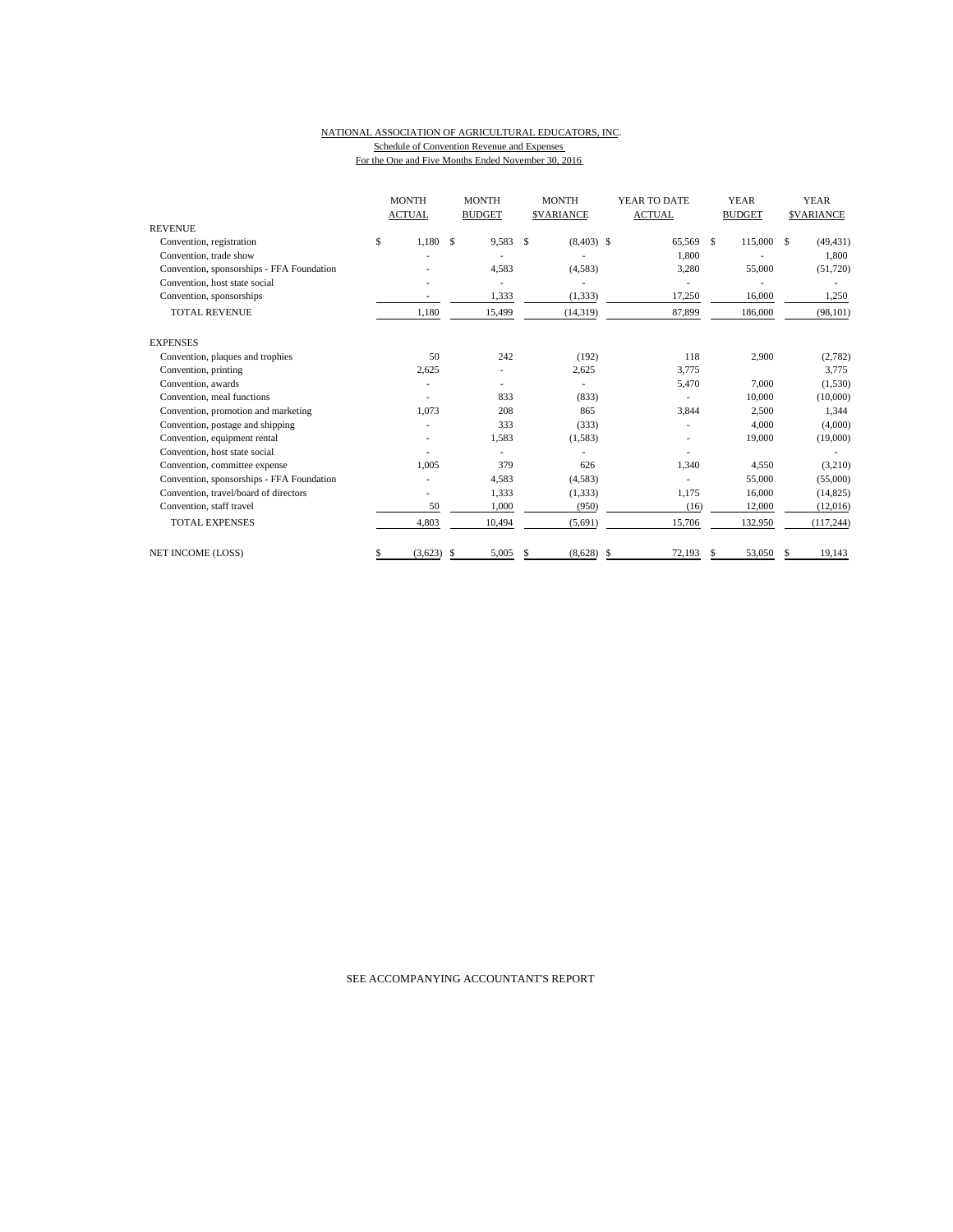NATIONAL ASSOCIATION OF AGRICULTURAL EDUCATORS, INC.

Schedule of Convention Revenue and Expenses

For the One and Five Months Ended November 30, 2016

| | MONTH ACTUAL | MONTH BUDGET | MONTH $VARIANCE | YEAR TO DATE ACTUAL | YEAR BUDGET | YEAR $VARIANCE |
|---|---|---|---|---|---|---|
| REVENUE | | | | | | |
| Convention, registration | $ 1,180 | $ 9,583 | $ (8,403) | $ 65,569 | $ 115,000 | $ (49,431) |
| Convention, trade show | - | - | - | 1,800 | - | 1,800 |
| Convention, sponsorships - FFA Foundation | - | 4,583 | (4,583) | 3,280 | 55,000 | (51,720) |
| Convention, host state social | - | - | - | - | - | - |
| Convention, sponsorships | - | 1,333 | (1,333) | 17,250 | 16,000 | 1,250 |
| TOTAL REVENUE | 1,180 | 15,499 | (14,319) | 87,899 | 186,000 | (98,101) |
| EXPENSES | | | | | | |
| Convention, plaques and trophies | 50 | 242 | (192) | 118 | 2,900 | (2,782) |
| Convention, printing | 2,625 | - | 2,625 | 3,775 | | 3,775 |
| Convention, awards | - | - | - | 5,470 | 7,000 | (1,530) |
| Convention, meal functions | - | 833 | (833) | - | 10,000 | (10,000) |
| Convention, promotion and marketing | 1,073 | 208 | 865 | 3,844 | 2,500 | 1,344 |
| Convention, postage and shipping | - | 333 | (333) | - | 4,000 | (4,000) |
| Convention, equipment rental | - | 1,583 | (1,583) | - | 19,000 | (19,000) |
| Convention, host state social | - | - | - | - | | - |
| Convention, committee expense | 1,005 | 379 | 626 | 1,340 | 4,550 | (3,210) |
| Convention, sponsorships - FFA Foundation | - | 4,583 | (4,583) | - | 55,000 | (55,000) |
| Convention, travel/board of directors | - | 1,333 | (1,333) | 1,175 | 16,000 | (14,825) |
| Convention, staff travel | 50 | 1,000 | (950) | (16) | 12,000 | (12,016) |
| TOTAL EXPENSES | 4,803 | 10,494 | (5,691) | 15,706 | 132,950 | (117,244) |
| NET INCOME (LOSS) | $ (3,623) | $ 5,005 | $ (8,628) | $ 72,193 | $ 53,050 | $ 19,143 |

SEE ACCOMPANYING ACCOUNTANT'S REPORT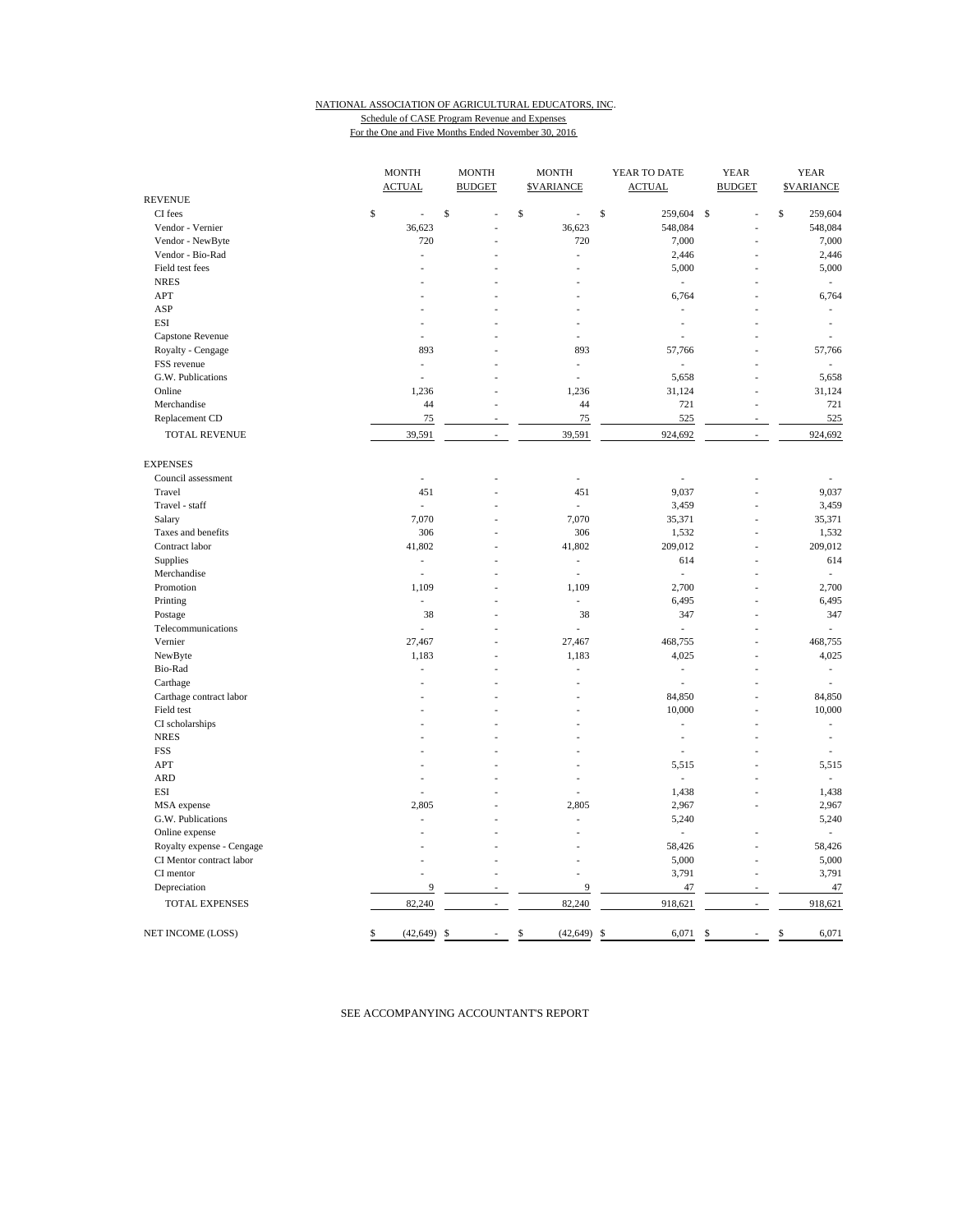NATIONAL ASSOCIATION OF AGRICULTURAL EDUCATORS, INC.

Schedule of CASE Program Revenue and Expenses

For the One and Five Months Ended November 30, 2016

| | MONTH ACTUAL | MONTH BUDGET | MONTH $VARIANCE | YEAR TO DATE ACTUAL | YEAR BUDGET | YEAR $VARIANCE |
|---|---|---|---|---|---|---|
| REVENUE | | | | | | |
| CI fees | $ - | $ - | $ - | $ 259,604 | $ - | $ 259,604 |
| Vendor - Vernier | 36,623 | - | 36,623 | 548,084 | - | 548,084 |
| Vendor - NewByte | 720 | - | 720 | 7,000 | - | 7,000 |
| Vendor - Bio-Rad | - | - | - | 2,446 | - | 2,446 |
| Field test fees | - | - | - | 5,000 | - | 5,000 |
| NRES | - | - | - | - | - | - |
| APT | - | - | - | 6,764 | - | 6,764 |
| ASP | - | - | - | - | - | - |
| ESI | - | - | - | - | - | - |
| Capstone Revenue | - | - | - | - | - | - |
| Royalty - Cengage | 893 | - | 893 | 57,766 | - | 57,766 |
| FSS revenue | - | - | - | - | - | - |
| G.W. Publications | - | - | - | 5,658 | - | 5,658 |
| Online | 1,236 | - | 1,236 | 31,124 | - | 31,124 |
| Merchandise | 44 | - | 44 | 721 | - | 721 |
| Replacement CD | 75 | - | 75 | 525 | - | 525 |
| TOTAL REVENUE | 39,591 | - | 39,591 | 924,692 | - | 924,692 |
| EXPENSES | | | | | | |
| Council assessment | - | - | - | - | - | - |
| Travel | 451 | - | 451 | 9,037 | - | 9,037 |
| Travel - staff | - | - | - | 3,459 | - | 3,459 |
| Salary | 7,070 | - | 7,070 | 35,371 | - | 35,371 |
| Taxes and benefits | 306 | - | 306 | 1,532 | - | 1,532 |
| Contract labor | 41,802 | - | 41,802 | 209,012 | - | 209,012 |
| Supplies | - | - | - | 614 | - | 614 |
| Merchandise | - | - | - | - | - | - |
| Promotion | 1,109 | - | 1,109 | 2,700 | - | 2,700 |
| Printing | - | - | - | 6,495 | - | 6,495 |
| Postage | 38 | - | 38 | 347 | - | 347 |
| Telecommunications | - | - | - | - | - | - |
| Vernier | 27,467 | - | 27,467 | 468,755 | - | 468,755 |
| NewByte | 1,183 | - | 1,183 | 4,025 | - | 4,025 |
| Bio-Rad | - | - | - | - | - | - |
| Carthage | - | - | - | - | - | - |
| Carthage contract labor | - | - | - | 84,850 | - | 84,850 |
| Field test | - | - | - | 10,000 | - | 10,000 |
| CI scholarships | - | - | - | - | - | - |
| NRES | - | - | - | - | - | - |
| FSS | - | - | - | - | - | - |
| APT | - | - | - | 5,515 | - | 5,515 |
| ARD | - | - | - | - | - | - |
| ESI | - | - | - | 1,438 | - | 1,438 |
| MSA expense | 2,805 | - | 2,805 | 2,967 | - | 2,967 |
| G.W. Publications | - | - | - | 5,240 | | 5,240 |
| Online expense | - | - | - | - | - | - |
| Royalty expense - Cengage | - | - | - | 58,426 | - | 58,426 |
| CI Mentor contract labor | - | - | - | 5,000 | - | 5,000 |
| CI mentor | - | - | - | 3,791 | - | 3,791 |
| Depreciation | 9 | - | 9 | 47 | - | 47 |
| TOTAL EXPENSES | 82,240 | - | 82,240 | 918,621 | - | 918,621 |
| NET INCOME (LOSS) | $ (42,649) | $ - | $ (42,649) | $ 6,071 | $ - | $ 6,071 |

SEE ACCOMPANYING ACCOUNTANT'S REPORT